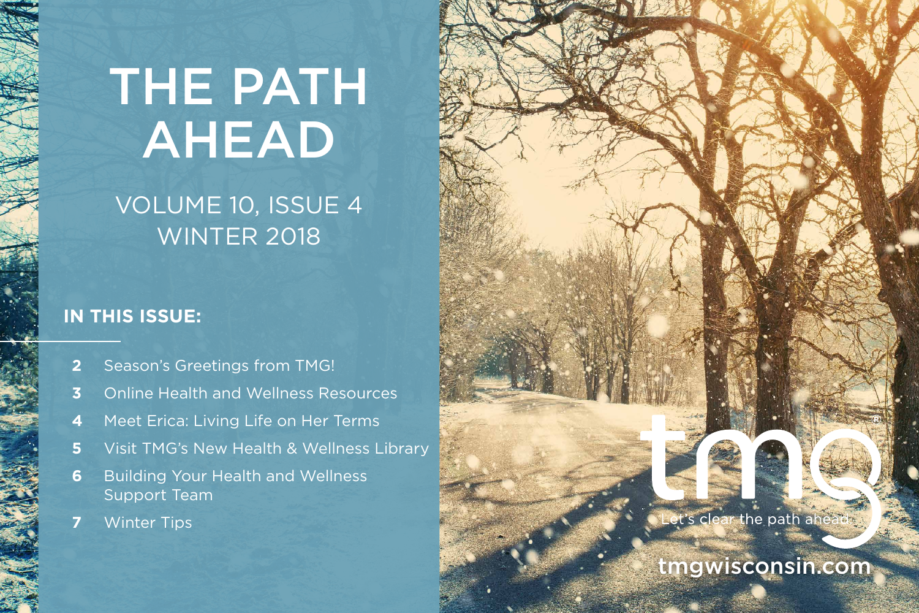# THE PATH AHEAD

## VOLUME 10, ISSUE 4
## WINTER 2018

### IN THIS ISSUE:

- 2 Season's Greetings from TMG!
- 3 Online Health and Wellness Resources
- 4 Meet Erica: Living Life on Her Terms
- 5 Visit TMG's New Health & Wellness Library
- 6 Building Your Health and Wellness Support Team
- 7 Winter Tips

tmg®

Let's clear the path ahead.

tmgwisconsin.com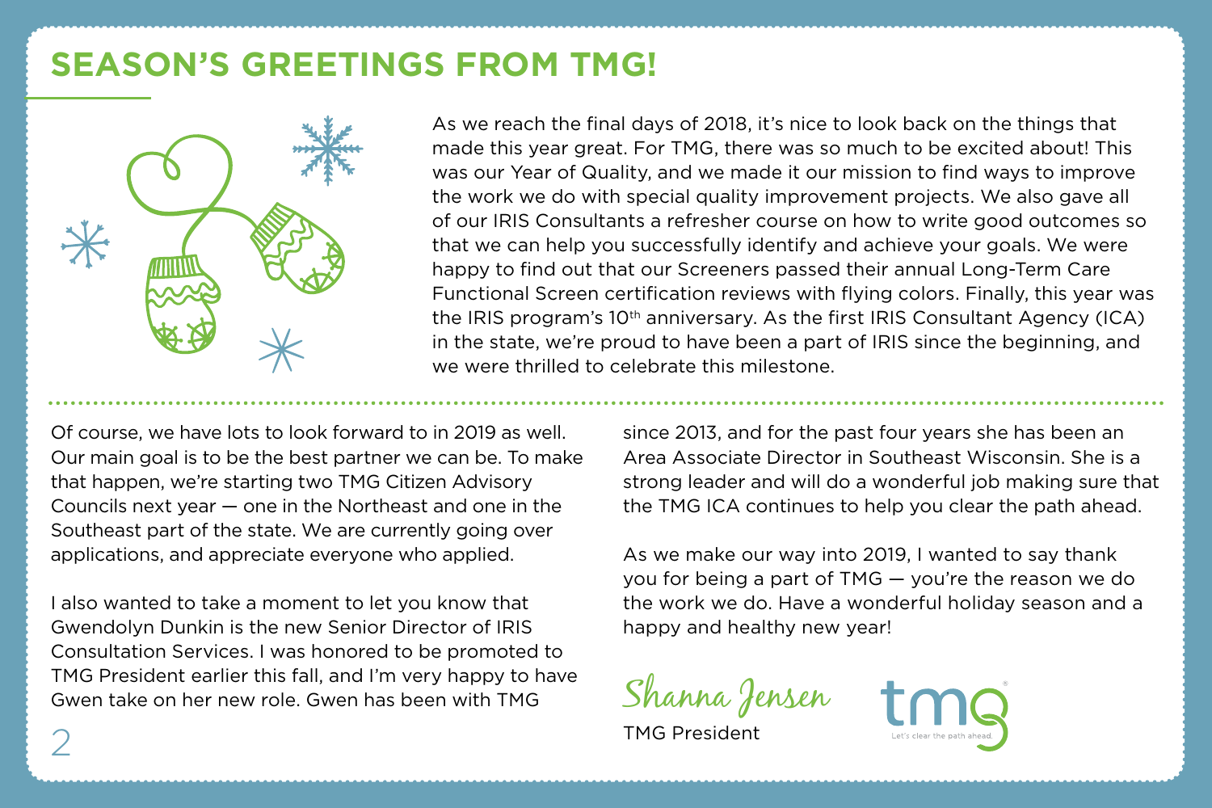# SEASON'S GREETINGS FROM TMG!

As we reach the final days of 2018, it's nice to look back on the things that made this year great. For TMG, there was so much to be excited about! This was our Year of Quality, and we made it our mission to find ways to improve the work we do with special quality improvement projects. We also gave all of our IRIS Consultants a refresher course on how to write good outcomes so that we can help you successfully identify and achieve your goals. We were happy to find out that our Screeners passed their annual Long-Term Care Functional Screen certification reviews with flying colors. Finally, this year was the IRIS program's 10th anniversary. As the first IRIS Consultant Agency (ICA) in the state, we're proud to have been a part of IRIS since the beginning, and we were thrilled to celebrate this milestone.

Of course, we have lots to look forward to in 2019 as well. Our main goal is to be the best partner we can be. To make that happen, we're starting two TMG Citizen Advisory Councils next year — one in the Northeast and one in the Southeast part of the state. We are currently going over applications, and appreciate everyone who applied.

I also wanted to take a moment to let you know that Gwendolyn Dunkin is the new Senior Director of IRIS Consultation Services. I was honored to be promoted to TMG President earlier this fall, and I'm very happy to have Gwen take on her new role. Gwen has been with TMG since 2013, and for the past four years she has been an Area Associate Director in Southeast Wisconsin. She is a strong leader and will do a wonderful job making sure that the TMG ICA continues to help you clear the path ahead.

As we make our way into 2019, I wanted to say thank you for being a part of TMG — you're the reason we do the work we do. Have a wonderful holiday season and a happy and healthy new year!

*Shanna Jensen*

TMG President

tmg — Let's clear the path ahead.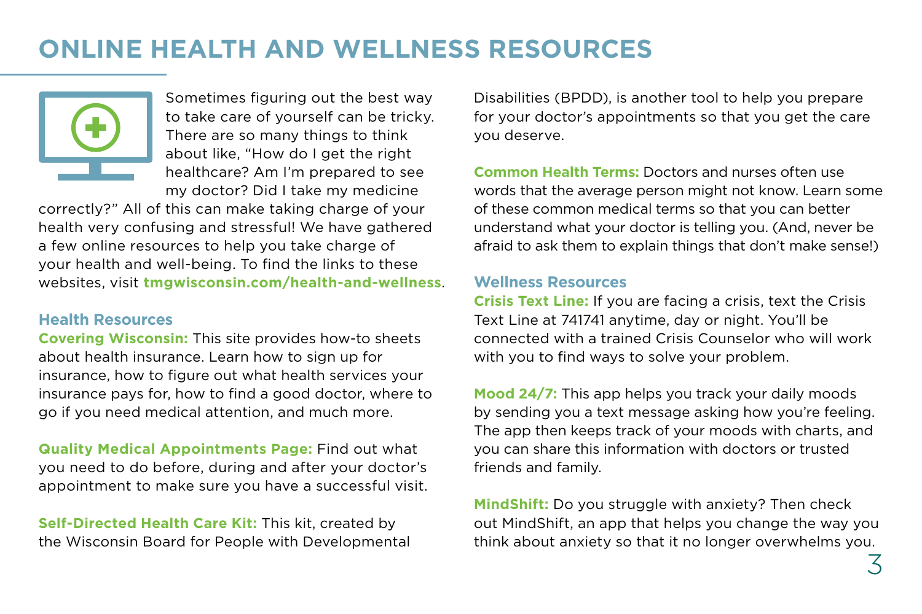# ONLINE HEALTH AND WELLNESS RESOURCES

Sometimes figuring out the best way to take care of yourself can be tricky. There are so many things to think about like, "How do I get the right healthcare? Am I'm prepared to see my doctor? Did I take my medicine correctly?" All of this can make taking charge of your health very confusing and stressful! We have gathered a few online resources to help you take charge of your health and well-being. To find the links to these websites, visit **tmgwisconsin.com/health-and-wellness**.

## Health Resources

**Covering Wisconsin:** This site provides how-to sheets about health insurance. Learn how to sign up for insurance, how to figure out what health services your insurance pays for, how to find a good doctor, where to go if you need medical attention, and much more.

**Quality Medical Appointments Page:** Find out what you need to do before, during and after your doctor's appointment to make sure you have a successful visit.

**Self-Directed Health Care Kit:** This kit, created by the Wisconsin Board for People with Developmental Disabilities (BPDD), is another tool to help you prepare for your doctor's appointments so that you get the care you deserve.

**Common Health Terms:** Doctors and nurses often use words that the average person might not know. Learn some of these common medical terms so that you can better understand what your doctor is telling you. (And, never be afraid to ask them to explain things that don't make sense!)

## Wellness Resources

**Crisis Text Line:** If you are facing a crisis, text the Crisis Text Line at 741741 anytime, day or night. You'll be connected with a trained Crisis Counselor who will work with you to find ways to solve your problem.

**Mood 24/7:** This app helps you track your daily moods by sending you a text message asking how you're feeling. The app then keeps track of your moods with charts, and you can share this information with doctors or trusted friends and family.

**MindShift:** Do you struggle with anxiety? Then check out MindShift, an app that helps you change the way you think about anxiety so that it no longer overwhelms you.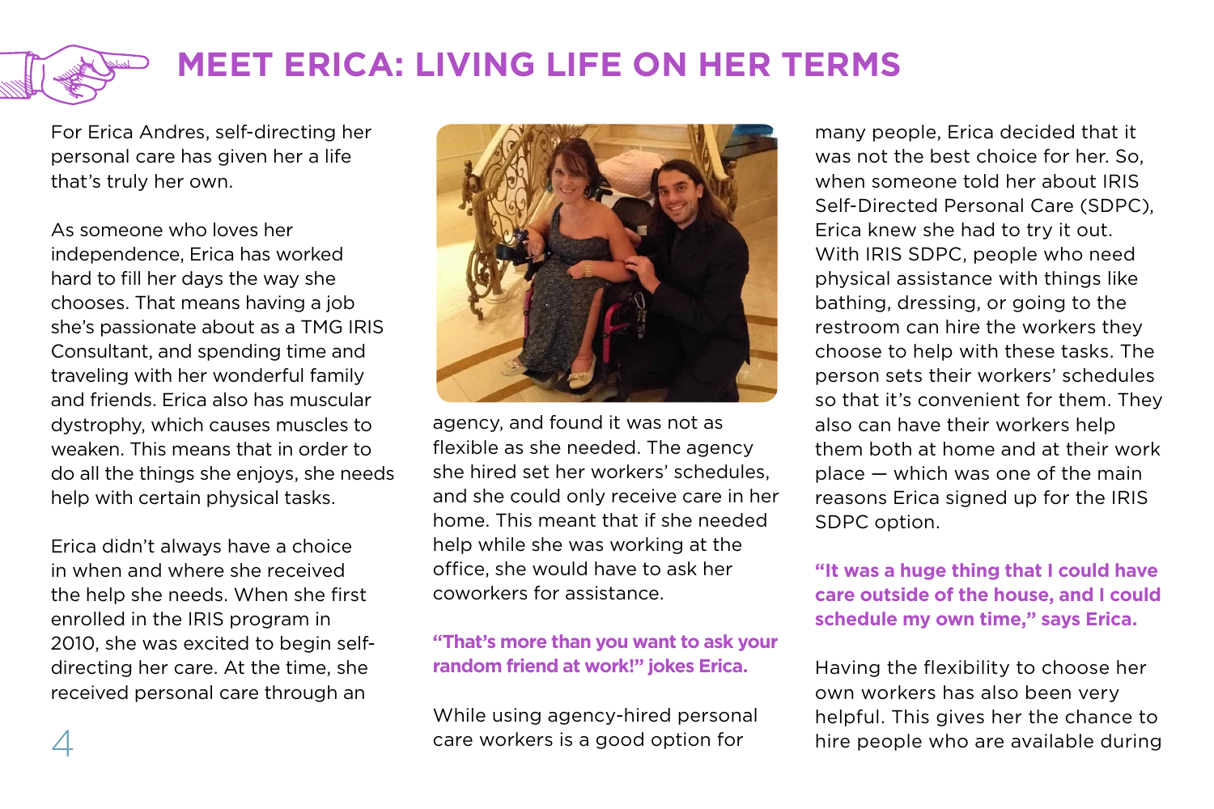# MEET ERICA: LIVING LIFE ON HER TERMS

For Erica Andres, self-directing her personal care has given her a life that's truly her own.

As someone who loves her independence, Erica has worked hard to fill her days the way she chooses. That means having a job she's passionate about as a TMG IRIS Consultant, and spending time and traveling with her wonderful family and friends. Erica also has muscular dystrophy, which causes muscles to weaken. This means that in order to do all the things she enjoys, she needs help with certain physical tasks.

Erica didn't always have a choice in when and where she received the help she needs. When she first enrolled in the IRIS program in 2010, she was excited to begin self-directing her care. At the time, she received personal care through an agency, and found it was not as flexible as she needed. The agency she hired set her workers' schedules, and she could only receive care in her home. This meant that if she needed help while she was working at the office, she would have to ask her coworkers for assistance.

**"That's more than you want to ask your random friend at work!" jokes Erica.**

While using agency-hired personal care workers is a good option for many people, Erica decided that it was not the best choice for her. So, when someone told her about IRIS Self-Directed Personal Care (SDPC), Erica knew she had to try it out. With IRIS SDPC, people who need physical assistance with things like bathing, dressing, or going to the restroom can hire the workers they choose to help with these tasks. The person sets their workers' schedules so that it's convenient for them. They also can have their workers help them both at home and at their work place — which was one of the main reasons Erica signed up for the IRIS SDPC option.

**"It was a huge thing that I could have care outside of the house, and I could schedule my own time," says Erica.**

Having the flexibility to choose her own workers has also been very helpful. This gives her the chance to hire people who are available during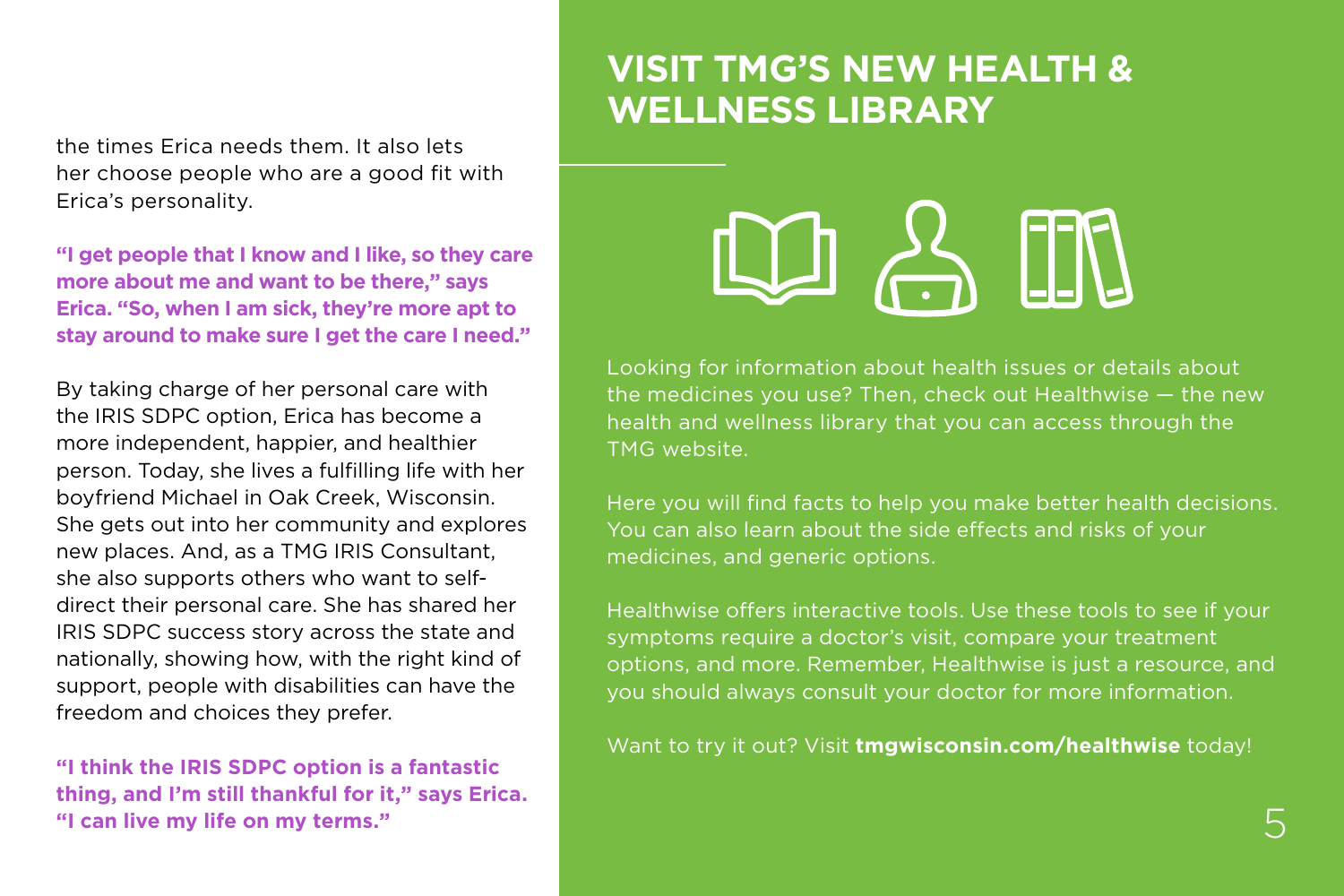the times Erica needs them. It also lets her choose people who are a good fit with Erica's personality.

**"I get people that I know and I like, so they care more about me and want to be there," says Erica. "So, when I am sick, they're more apt to stay around to make sure I get the care I need."**

By taking charge of her personal care with the IRIS SDPC option, Erica has become a more independent, happier, and healthier person. Today, she lives a fulfilling life with her boyfriend Michael in Oak Creek, Wisconsin. She gets out into her community and explores new places. And, as a TMG IRIS Consultant, she also supports others who want to self-direct their personal care. She has shared her IRIS SDPC success story across the state and nationally, showing how, with the right kind of support, people with disabilities can have the freedom and choices they prefer.

**"I think the IRIS SDPC option is a fantastic thing, and I'm still thankful for it," says Erica. "I can live my life on my terms."**

## VISIT TMG'S NEW HEALTH & WELLNESS LIBRARY

Looking for information about health issues or details about the medicines you use? Then, check out Healthwise — the new health and wellness library that you can access through the TMG website.

Here you will find facts to help you make better health decisions. You can also learn about the side effects and risks of your medicines, and generic options.

Healthwise offers interactive tools. Use these tools to see if your symptoms require a doctor's visit, compare your treatment options, and more. Remember, Healthwise is just a resource, and you should always consult your doctor for more information.

Want to try it out? Visit **tmgwisconsin.com/healthwise** today!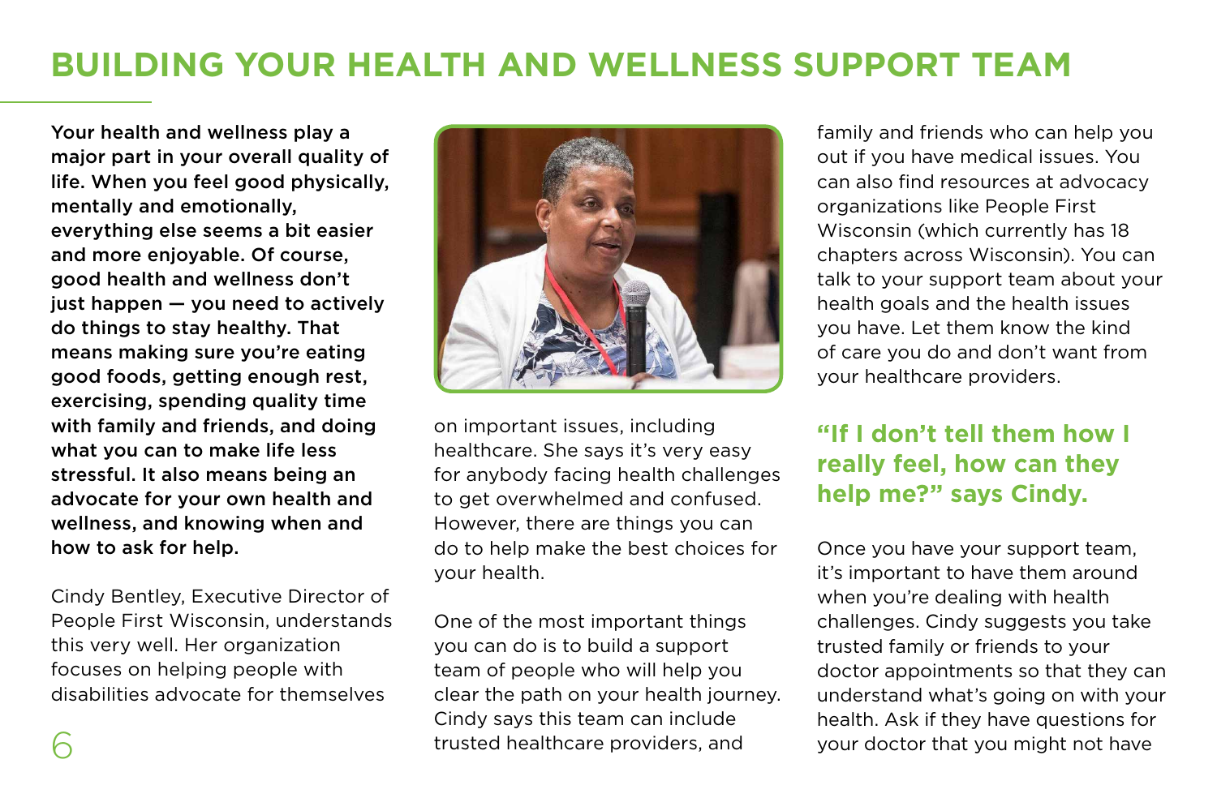# BUILDING YOUR HEALTH AND WELLNESS SUPPORT TEAM

**Your health and wellness play a major part in your overall quality of life. When you feel good physically, mentally and emotionally, everything else seems a bit easier and more enjoyable. Of course, good health and wellness don't just happen — you need to actively do things to stay healthy. That means making sure you're eating good foods, getting enough rest, exercising, spending quality time with family and friends, and doing what you can to make life less stressful. It also means being an advocate for your own health and wellness, and knowing when and how to ask for help.**

Cindy Bentley, Executive Director of People First Wisconsin, understands this very well. Her organization focuses on helping people with disabilities advocate for themselves on important issues, including healthcare. She says it's very easy for anybody facing health challenges to get overwhelmed and confused. However, there are things you can do to help make the best choices for your health.

One of the most important things you can do is to build a support team of people who will help you clear the path on your health journey. Cindy says this team can include trusted healthcare providers, and family and friends who can help you out if you have medical issues. You can also find resources at advocacy organizations like People First Wisconsin (which currently has 18 chapters across Wisconsin). You can talk to your support team about your health goals and the health issues you have. Let them know the kind of care you do and don't want from your healthcare providers.

**"If I don't tell them how I really feel, how can they help me?" says Cindy.**

Once you have your support team, it's important to have them around when you're dealing with health challenges. Cindy suggests you take trusted family or friends to your doctor appointments so that they can understand what's going on with your health. Ask if they have questions for your doctor that you might not have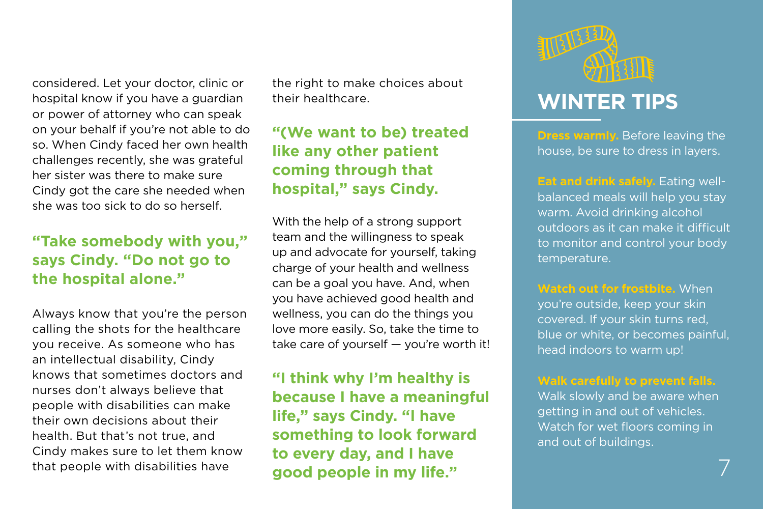considered. Let your doctor, clinic or hospital know if you have a guardian or power of attorney who can speak on your behalf if you're not able to do so. When Cindy faced her own health challenges recently, she was grateful her sister was there to make sure Cindy got the care she needed when she was too sick to do so herself.

**"Take somebody with you," says Cindy. "Do not go to the hospital alone."**

Always know that you're the person calling the shots for the healthcare you receive. As someone who has an intellectual disability, Cindy knows that sometimes doctors and nurses don't always believe that people with disabilities can make their own decisions about their health. But that's not true, and Cindy makes sure to let them know that people with disabilities have the right to make choices about their healthcare.

**"(We want to be) treated like any other patient coming through that hospital," says Cindy.**

With the help of a strong support team and the willingness to speak up and advocate for yourself, taking charge of your health and wellness can be a goal you have. And, when you have achieved good health and wellness, you can do the things you love more easily. So, take the time to take care of yourself — you're worth it!

**"I think why I'm healthy is because I have a meaningful life," says Cindy. "I have something to look forward to every day, and I have good people in my life."**

## WINTER TIPS

**Dress warmly.** Before leaving the house, be sure to dress in layers.

**Eat and drink safely.** Eating well-balanced meals will help you stay warm. Avoid drinking alcohol outdoors as it can make it difficult to monitor and control your body temperature.

**Watch out for frostbite.** When you're outside, keep your skin covered. If your skin turns red, blue or white, or becomes painful, head indoors to warm up!

**Walk carefully to prevent falls.** Walk slowly and be aware when getting in and out of vehicles. Watch for wet floors coming in and out of buildings.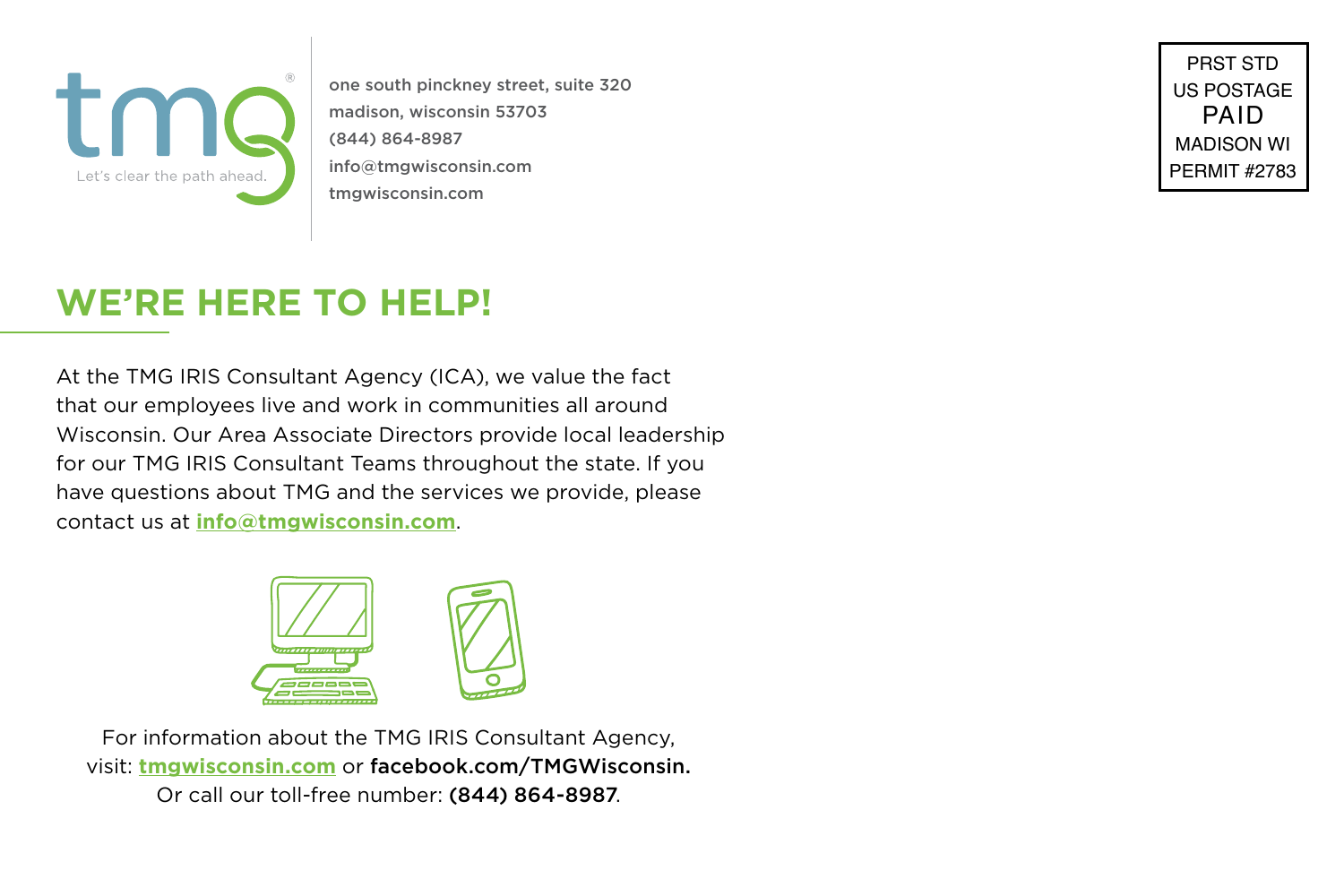tmg

Let's clear the path ahead.

one south pinckney street, suite 320
madison, wisconsin 53703
(844) 864-8987
info@tmgwisconsin.com
tmgwisconsin.com

PRST STD
US POSTAGE
PAID
MADISON WI
PERMIT #2783

## WE'RE HERE TO HELP!

At the TMG IRIS Consultant Agency (ICA), we value the fact that our employees live and work in communities all around Wisconsin. Our Area Associate Directors provide local leadership for our TMG IRIS Consultant Teams throughout the state. If you have questions about TMG and the services we provide, please contact us at **info@tmgwisconsin.com**.

For information about the TMG IRIS Consultant Agency, visit: **tmgwisconsin.com** or **facebook.com/TMGWisconsin.**
Or call our toll-free number: **(844) 864-8987**.